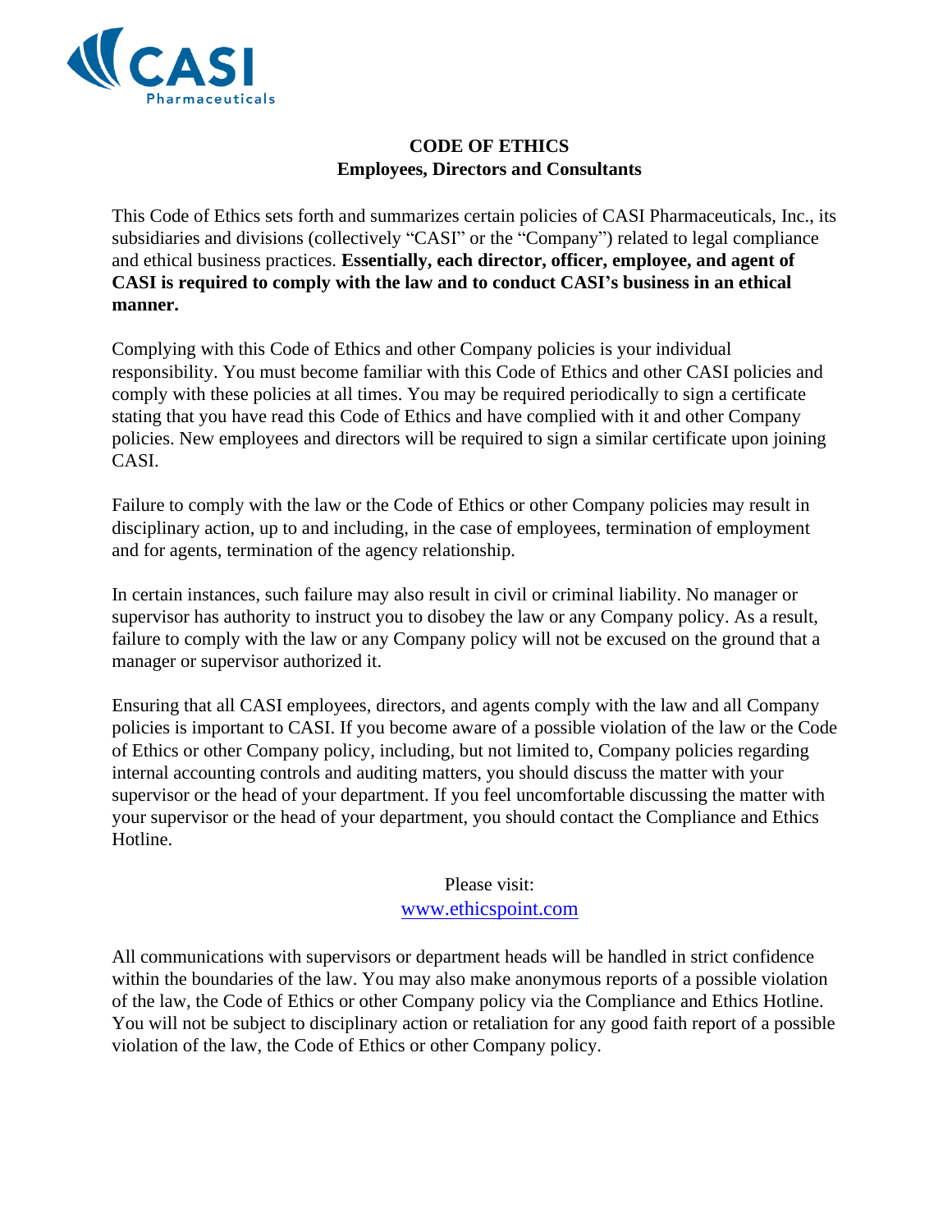# CODE OF ETHICS
## Employees, Directors and Consultants

This Code of Ethics sets forth and summarizes certain policies of CASI Pharmaceuticals, Inc., its subsidiaries and divisions (collectively "CASI" or the "Company") related to legal compliance and ethical business practices. **Essentially, each director, officer, employee, and agent of CASI is required to comply with the law and to conduct CASI's business in an ethical manner.**

Complying with this Code of Ethics and other Company policies is your individual responsibility. You must become familiar with this Code of Ethics and other CASI policies and comply with these policies at all times. You may be required periodically to sign a certificate stating that you have read this Code of Ethics and have complied with it and other Company policies. New employees and directors will be required to sign a similar certificate upon joining CASI.

Failure to comply with the law or the Code of Ethics or other Company policies may result in disciplinary action, up to and including, in the case of employees, termination of employment and for agents, termination of the agency relationship.

In certain instances, such failure may also result in civil or criminal liability. No manager or supervisor has authority to instruct you to disobey the law or any Company policy. As a result, failure to comply with the law or any Company policy will not be excused on the ground that a manager or supervisor authorized it.

Ensuring that all CASI employees, directors, and agents comply with the law and all Company policies is important to CASI. If you become aware of a possible violation of the law or the Code of Ethics or other Company policy, including, but not limited to, Company policies regarding internal accounting controls and auditing matters, you should discuss the matter with your supervisor or the head of your department. If you feel uncomfortable discussing the matter with your supervisor or the head of your department, you should contact the Compliance and Ethics Hotline.

Please visit:
[www.ethicspoint.com](www.ethicspoint.com)

All communications with supervisors or department heads will be handled in strict confidence within the boundaries of the law. You may also make anonymous reports of a possible violation of the law, the Code of Ethics or other Company policy via the Compliance and Ethics Hotline. You will not be subject to disciplinary action or retaliation for any good faith report of a possible violation of the law, the Code of Ethics or other Company policy.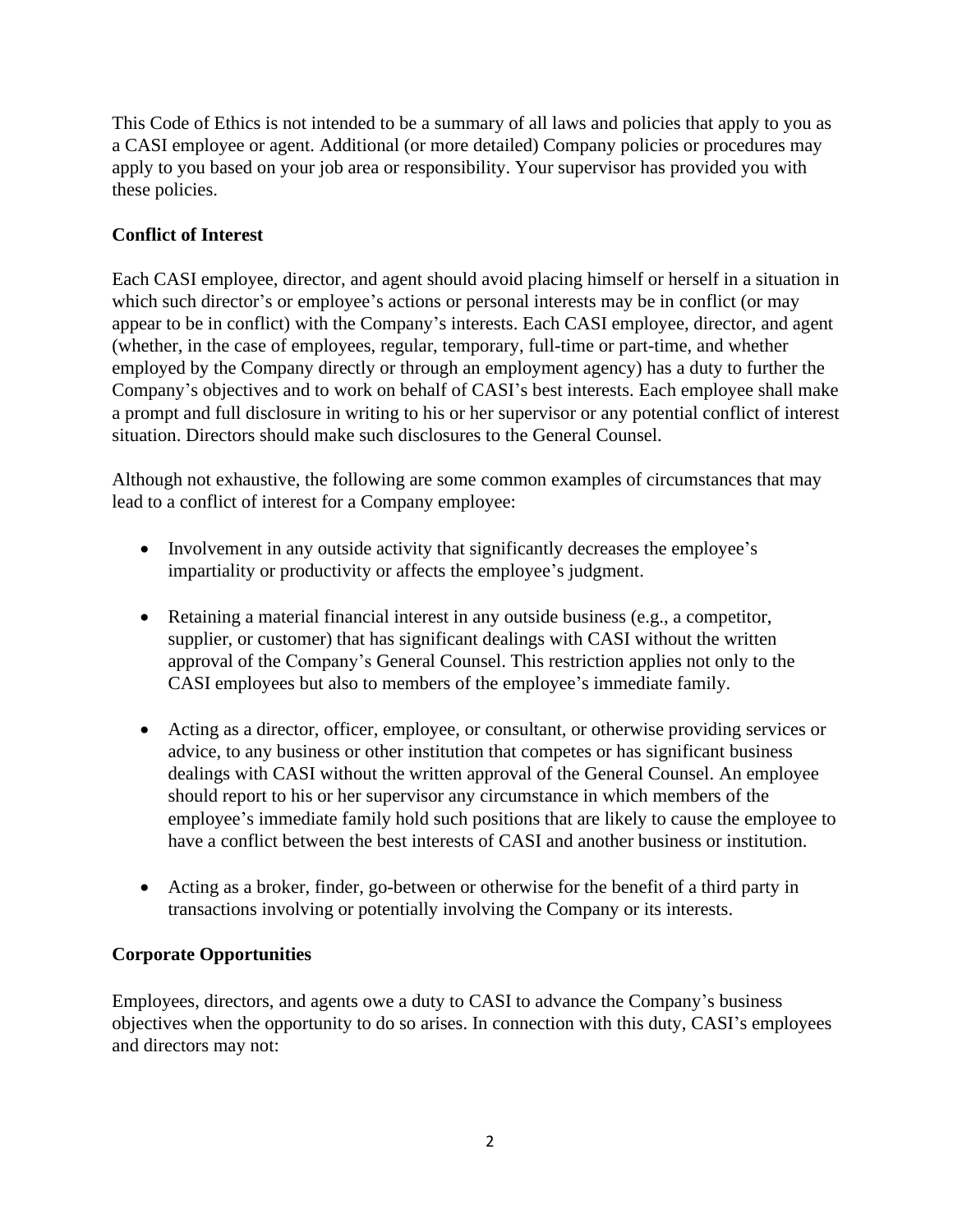This Code of Ethics is not intended to be a summary of all laws and policies that apply to you as a CASI employee or agent. Additional (or more detailed) Company policies or procedures may apply to you based on your job area or responsibility. Your supervisor has provided you with these policies.

**Conflict of Interest**

Each CASI employee, director, and agent should avoid placing himself or herself in a situation in which such director's or employee's actions or personal interests may be in conflict (or may appear to be in conflict) with the Company's interests. Each CASI employee, director, and agent (whether, in the case of employees, regular, temporary, full-time or part-time, and whether employed by the Company directly or through an employment agency) has a duty to further the Company's objectives and to work on behalf of CASI's best interests. Each employee shall make a prompt and full disclosure in writing to his or her supervisor or any potential conflict of interest situation. Directors should make such disclosures to the General Counsel.

Although not exhaustive, the following are some common examples of circumstances that may lead to a conflict of interest for a Company employee:

- Involvement in any outside activity that significantly decreases the employee's impartiality or productivity or affects the employee's judgment.

- Retaining a material financial interest in any outside business (e.g., a competitor, supplier, or customer) that has significant dealings with CASI without the written approval of the Company's General Counsel. This restriction applies not only to the CASI employees but also to members of the employee's immediate family.

- Acting as a director, officer, employee, or consultant, or otherwise providing services or advice, to any business or other institution that competes or has significant business dealings with CASI without the written approval of the General Counsel. An employee should report to his or her supervisor any circumstance in which members of the employee's immediate family hold such positions that are likely to cause the employee to have a conflict between the best interests of CASI and another business or institution.

- Acting as a broker, finder, go-between or otherwise for the benefit of a third party in transactions involving or potentially involving the Company or its interests.

**Corporate Opportunities**

Employees, directors, and agents owe a duty to CASI to advance the Company's business objectives when the opportunity to do so arises. In connection with this duty, CASI's employees and directors may not: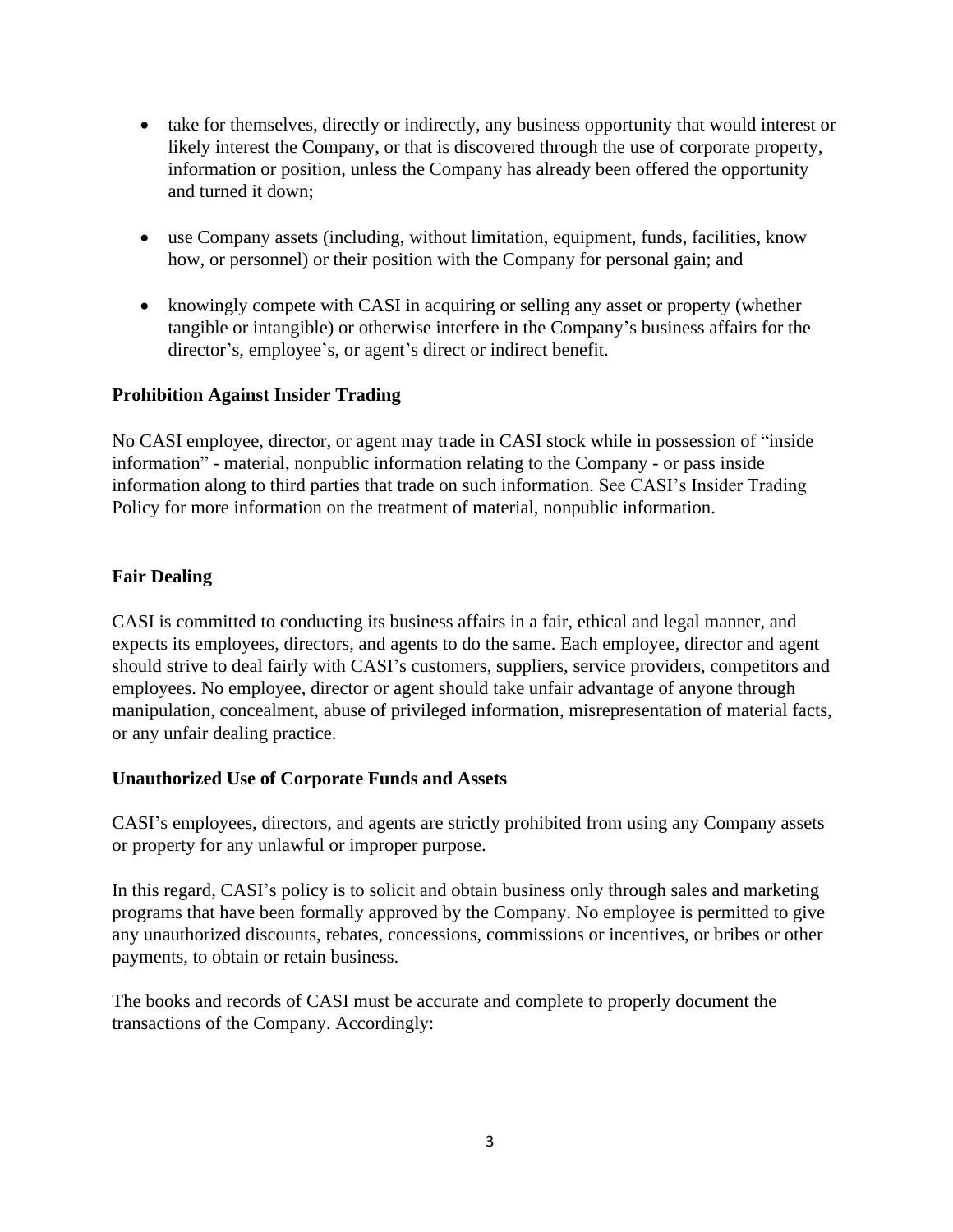- take for themselves, directly or indirectly, any business opportunity that would interest or likely interest the Company, or that is discovered through the use of corporate property, information or position, unless the Company has already been offered the opportunity and turned it down;

- use Company assets (including, without limitation, equipment, funds, facilities, know how, or personnel) or their position with the Company for personal gain; and

- knowingly compete with CASI in acquiring or selling any asset or property (whether tangible or intangible) or otherwise interfere in the Company's business affairs for the director's, employee's, or agent's direct or indirect benefit.

**Prohibition Against Insider Trading**

No CASI employee, director, or agent may trade in CASI stock while in possession of "inside information" - material, nonpublic information relating to the Company - or pass inside information along to third parties that trade on such information. See CASI's Insider Trading Policy for more information on the treatment of material, nonpublic information.

**Fair Dealing**

CASI is committed to conducting its business affairs in a fair, ethical and legal manner, and expects its employees, directors, and agents to do the same. Each employee, director and agent should strive to deal fairly with CASI's customers, suppliers, service providers, competitors and employees. No employee, director or agent should take unfair advantage of anyone through manipulation, concealment, abuse of privileged information, misrepresentation of material facts, or any unfair dealing practice.

**Unauthorized Use of Corporate Funds and Assets**

CASI's employees, directors, and agents are strictly prohibited from using any Company assets or property for any unlawful or improper purpose.

In this regard, CASI's policy is to solicit and obtain business only through sales and marketing programs that have been formally approved by the Company. No employee is permitted to give any unauthorized discounts, rebates, concessions, commissions or incentives, or bribes or other payments, to obtain or retain business.

The books and records of CASI must be accurate and complete to properly document the transactions of the Company. Accordingly: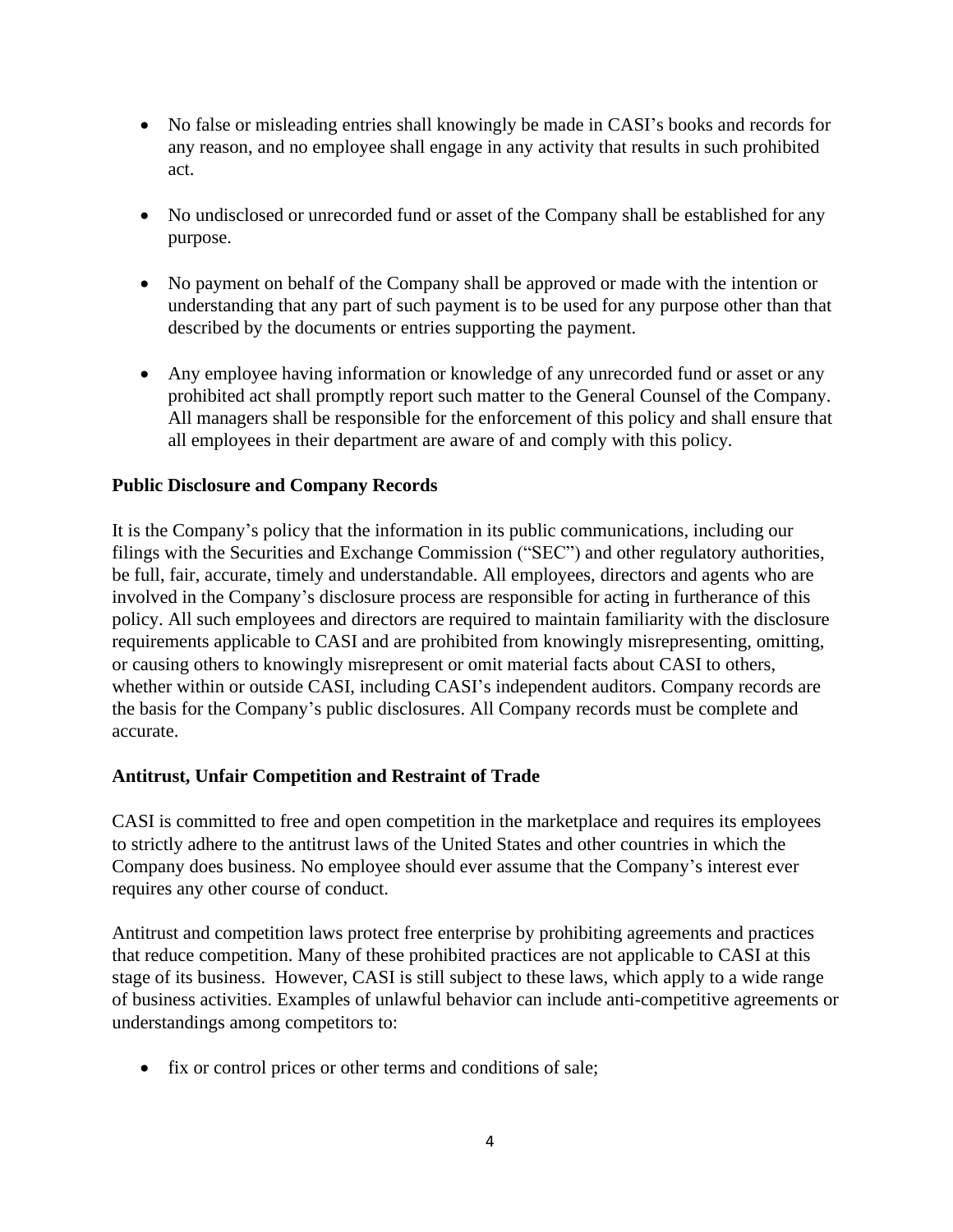- No false or misleading entries shall knowingly be made in CASI's books and records for any reason, and no employee shall engage in any activity that results in such prohibited act.

- No undisclosed or unrecorded fund or asset of the Company shall be established for any purpose.

- No payment on behalf of the Company shall be approved or made with the intention or understanding that any part of such payment is to be used for any purpose other than that described by the documents or entries supporting the payment.

- Any employee having information or knowledge of any unrecorded fund or asset or any prohibited act shall promptly report such matter to the General Counsel of the Company. All managers shall be responsible for the enforcement of this policy and shall ensure that all employees in their department are aware of and comply with this policy.

**Public Disclosure and Company Records**

It is the Company's policy that the information in its public communications, including our filings with the Securities and Exchange Commission ("SEC") and other regulatory authorities, be full, fair, accurate, timely and understandable. All employees, directors and agents who are involved in the Company's disclosure process are responsible for acting in furtherance of this policy. All such employees and directors are required to maintain familiarity with the disclosure requirements applicable to CASI and are prohibited from knowingly misrepresenting, omitting, or causing others to knowingly misrepresent or omit material facts about CASI to others, whether within or outside CASI, including CASI's independent auditors. Company records are the basis for the Company's public disclosures. All Company records must be complete and accurate.

**Antitrust, Unfair Competition and Restraint of Trade**

CASI is committed to free and open competition in the marketplace and requires its employees to strictly adhere to the antitrust laws of the United States and other countries in which the Company does business. No employee should ever assume that the Company's interest ever requires any other course of conduct.

Antitrust and competition laws protect free enterprise by prohibiting agreements and practices that reduce competition. Many of these prohibited practices are not applicable to CASI at this stage of its business. However, CASI is still subject to these laws, which apply to a wide range of business activities. Examples of unlawful behavior can include anti-competitive agreements or understandings among competitors to:

- fix or control prices or other terms and conditions of sale;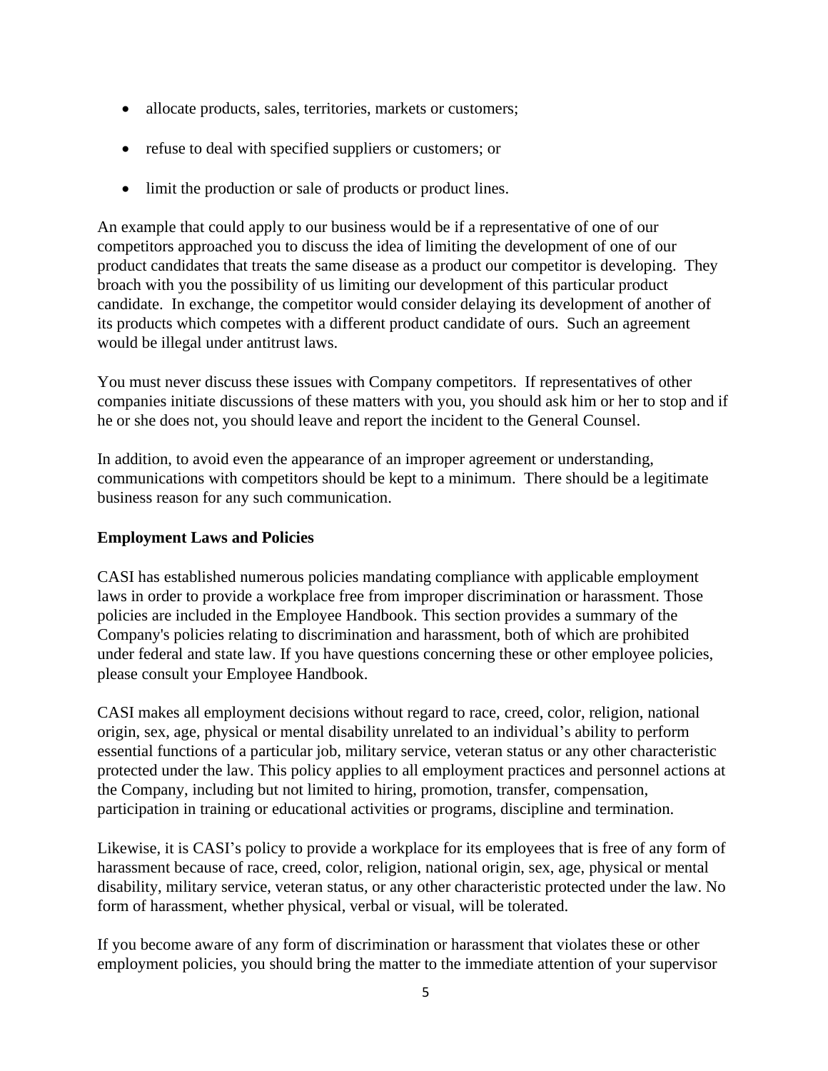- allocate products, sales, territories, markets or customers;
- refuse to deal with specified suppliers or customers; or
- limit the production or sale of products or product lines.

An example that could apply to our business would be if a representative of one of our competitors approached you to discuss the idea of limiting the development of one of our product candidates that treats the same disease as a product our competitor is developing. They broach with you the possibility of us limiting our development of this particular product candidate. In exchange, the competitor would consider delaying its development of another of its products which competes with a different product candidate of ours. Such an agreement would be illegal under antitrust laws.

You must never discuss these issues with Company competitors. If representatives of other companies initiate discussions of these matters with you, you should ask him or her to stop and if he or she does not, you should leave and report the incident to the General Counsel.

In addition, to avoid even the appearance of an improper agreement or understanding, communications with competitors should be kept to a minimum. There should be a legitimate business reason for any such communication.

**Employment Laws and Policies**

CASI has established numerous policies mandating compliance with applicable employment laws in order to provide a workplace free from improper discrimination or harassment. Those policies are included in the Employee Handbook. This section provides a summary of the Company's policies relating to discrimination and harassment, both of which are prohibited under federal and state law. If you have questions concerning these or other employee policies, please consult your Employee Handbook.

CASI makes all employment decisions without regard to race, creed, color, religion, national origin, sex, age, physical or mental disability unrelated to an individual's ability to perform essential functions of a particular job, military service, veteran status or any other characteristic protected under the law. This policy applies to all employment practices and personnel actions at the Company, including but not limited to hiring, promotion, transfer, compensation, participation in training or educational activities or programs, discipline and termination.

Likewise, it is CASI's policy to provide a workplace for its employees that is free of any form of harassment because of race, creed, color, religion, national origin, sex, age, physical or mental disability, military service, veteran status, or any other characteristic protected under the law. No form of harassment, whether physical, verbal or visual, will be tolerated.

If you become aware of any form of discrimination or harassment that violates these or other employment policies, you should bring the matter to the immediate attention of your supervisor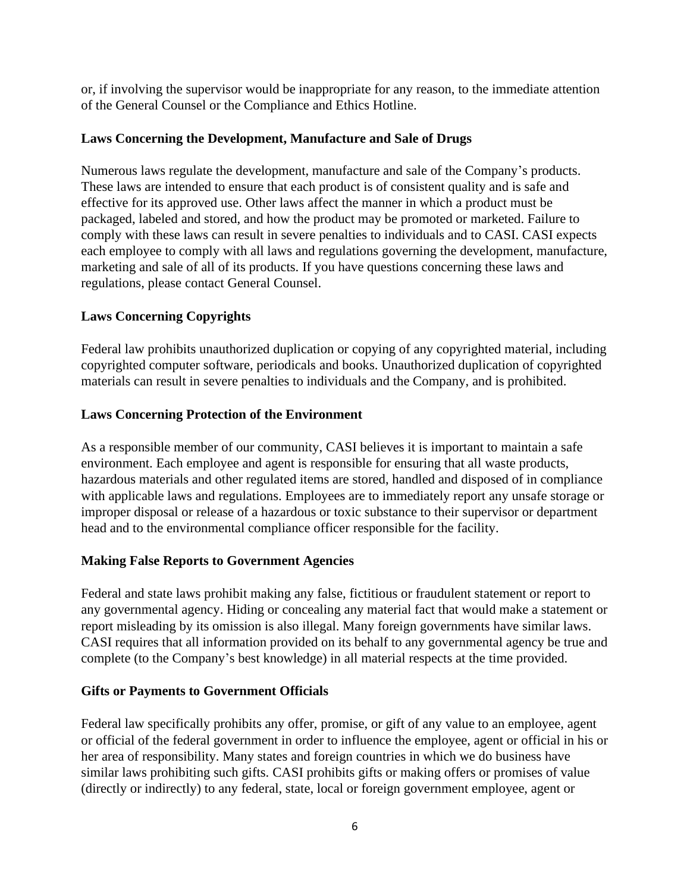or, if involving the supervisor would be inappropriate for any reason, to the immediate attention of the General Counsel or the Compliance and Ethics Hotline.

**Laws Concerning the Development, Manufacture and Sale of Drugs**

Numerous laws regulate the development, manufacture and sale of the Company's products. These laws are intended to ensure that each product is of consistent quality and is safe and effective for its approved use. Other laws affect the manner in which a product must be packaged, labeled and stored, and how the product may be promoted or marketed. Failure to comply with these laws can result in severe penalties to individuals and to CASI. CASI expects each employee to comply with all laws and regulations governing the development, manufacture, marketing and sale of all of its products. If you have questions concerning these laws and regulations, please contact General Counsel.

**Laws Concerning Copyrights**

Federal law prohibits unauthorized duplication or copying of any copyrighted material, including copyrighted computer software, periodicals and books. Unauthorized duplication of copyrighted materials can result in severe penalties to individuals and the Company, and is prohibited.

**Laws Concerning Protection of the Environment**

As a responsible member of our community, CASI believes it is important to maintain a safe environment. Each employee and agent is responsible for ensuring that all waste products, hazardous materials and other regulated items are stored, handled and disposed of in compliance with applicable laws and regulations. Employees are to immediately report any unsafe storage or improper disposal or release of a hazardous or toxic substance to their supervisor or department head and to the environmental compliance officer responsible for the facility.

**Making False Reports to Government Agencies**

Federal and state laws prohibit making any false, fictitious or fraudulent statement or report to any governmental agency. Hiding or concealing any material fact that would make a statement or report misleading by its omission is also illegal. Many foreign governments have similar laws. CASI requires that all information provided on its behalf to any governmental agency be true and complete (to the Company's best knowledge) in all material respects at the time provided.

**Gifts or Payments to Government Officials**

Federal law specifically prohibits any offer, promise, or gift of any value to an employee, agent or official of the federal government in order to influence the employee, agent or official in his or her area of responsibility. Many states and foreign countries in which we do business have similar laws prohibiting such gifts. CASI prohibits gifts or making offers or promises of value (directly or indirectly) to any federal, state, local or foreign government employee, agent or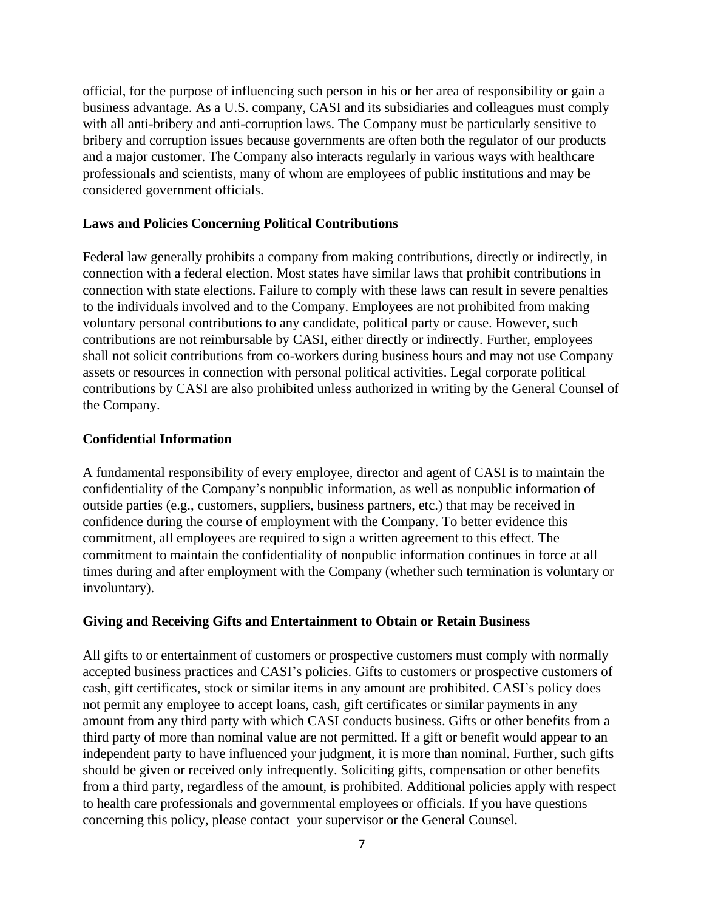official, for the purpose of influencing such person in his or her area of responsibility or gain a business advantage. As a U.S. company, CASI and its subsidiaries and colleagues must comply with all anti-bribery and anti-corruption laws. The Company must be particularly sensitive to bribery and corruption issues because governments are often both the regulator of our products and a major customer. The Company also interacts regularly in various ways with healthcare professionals and scientists, many of whom are employees of public institutions and may be considered government officials.

**Laws and Policies Concerning Political Contributions**

Federal law generally prohibits a company from making contributions, directly or indirectly, in connection with a federal election. Most states have similar laws that prohibit contributions in connection with state elections. Failure to comply with these laws can result in severe penalties to the individuals involved and to the Company. Employees are not prohibited from making voluntary personal contributions to any candidate, political party or cause. However, such contributions are not reimbursable by CASI, either directly or indirectly. Further, employees shall not solicit contributions from co-workers during business hours and may not use Company assets or resources in connection with personal political activities. Legal corporate political contributions by CASI are also prohibited unless authorized in writing by the General Counsel of the Company.

**Confidential Information**

A fundamental responsibility of every employee, director and agent of CASI is to maintain the confidentiality of the Company's nonpublic information, as well as nonpublic information of outside parties (e.g., customers, suppliers, business partners, etc.) that may be received in confidence during the course of employment with the Company. To better evidence this commitment, all employees are required to sign a written agreement to this effect. The commitment to maintain the confidentiality of nonpublic information continues in force at all times during and after employment with the Company (whether such termination is voluntary or involuntary).

**Giving and Receiving Gifts and Entertainment to Obtain or Retain Business**

All gifts to or entertainment of customers or prospective customers must comply with normally accepted business practices and CASI's policies. Gifts to customers or prospective customers of cash, gift certificates, stock or similar items in any amount are prohibited. CASI's policy does not permit any employee to accept loans, cash, gift certificates or similar payments in any amount from any third party with which CASI conducts business. Gifts or other benefits from a third party of more than nominal value are not permitted. If a gift or benefit would appear to an independent party to have influenced your judgment, it is more than nominal. Further, such gifts should be given or received only infrequently. Soliciting gifts, compensation or other benefits from a third party, regardless of the amount, is prohibited. Additional policies apply with respect to health care professionals and governmental employees or officials. If you have questions concerning this policy, please contact your supervisor or the General Counsel.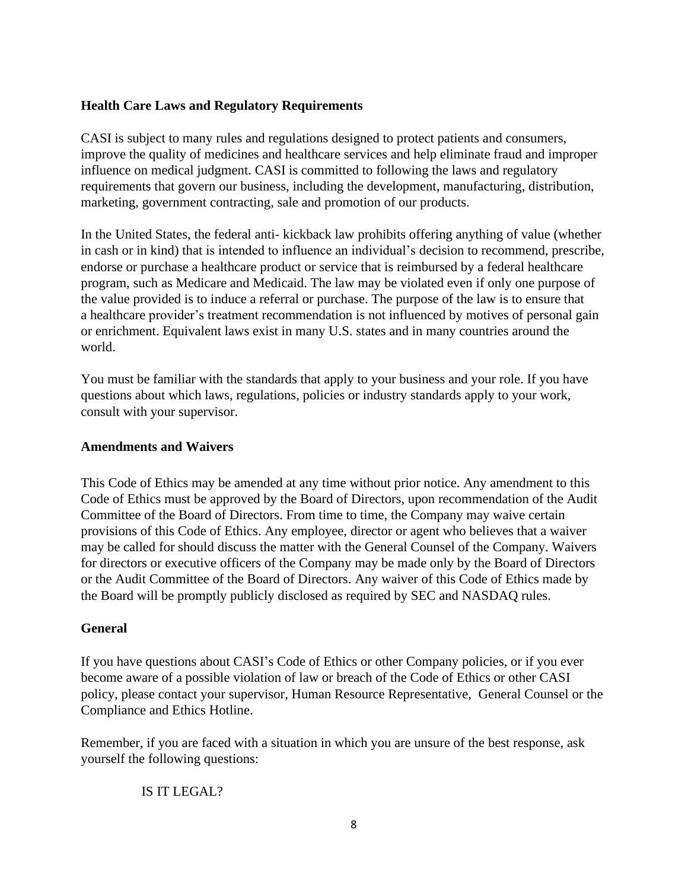**Health Care Laws and Regulatory Requirements**

CASI is subject to many rules and regulations designed to protect patients and consumers, improve the quality of medicines and healthcare services and help eliminate fraud and improper influence on medical judgment. CASI is committed to following the laws and regulatory requirements that govern our business, including the development, manufacturing, distribution, marketing, government contracting, sale and promotion of our products.

In the United States, the federal anti- kickback law prohibits offering anything of value (whether in cash or in kind) that is intended to influence an individual's decision to recommend, prescribe, endorse or purchase a healthcare product or service that is reimbursed by a federal healthcare program, such as Medicare and Medicaid. The law may be violated even if only one purpose of the value provided is to induce a referral or purchase. The purpose of the law is to ensure that a healthcare provider's treatment recommendation is not influenced by motives of personal gain or enrichment. Equivalent laws exist in many U.S. states and in many countries around the world.

You must be familiar with the standards that apply to your business and your role. If you have questions about which laws, regulations, policies or industry standards apply to your work, consult with your supervisor.

**Amendments and Waivers**

This Code of Ethics may be amended at any time without prior notice. Any amendment to this Code of Ethics must be approved by the Board of Directors, upon recommendation of the Audit Committee of the Board of Directors. From time to time, the Company may waive certain provisions of this Code of Ethics. Any employee, director or agent who believes that a waiver may be called for should discuss the matter with the General Counsel of the Company. Waivers for directors or executive officers of the Company may be made only by the Board of Directors or the Audit Committee of the Board of Directors. Any waiver of this Code of Ethics made by the Board will be promptly publicly disclosed as required by SEC and NASDAQ rules.

**General**

If you have questions about CASI's Code of Ethics or other Company policies, or if you ever become aware of a possible violation of law or breach of the Code of Ethics or other CASI policy, please contact your supervisor, Human Resource Representative, General Counsel or the Compliance and Ethics Hotline.

Remember, if you are faced with a situation in which you are unsure of the best response, ask yourself the following questions:

IS IT LEGAL?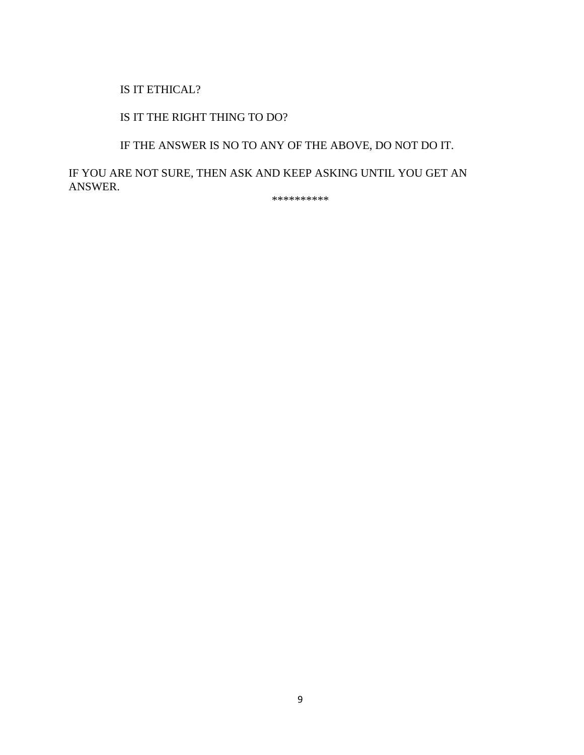IS IT ETHICAL?

IS IT THE RIGHT THING TO DO?

IF THE ANSWER IS NO TO ANY OF THE ABOVE, DO NOT DO IT.

IF YOU ARE NOT SURE, THEN ASK AND KEEP ASKING UNTIL YOU GET AN ANSWER.

**********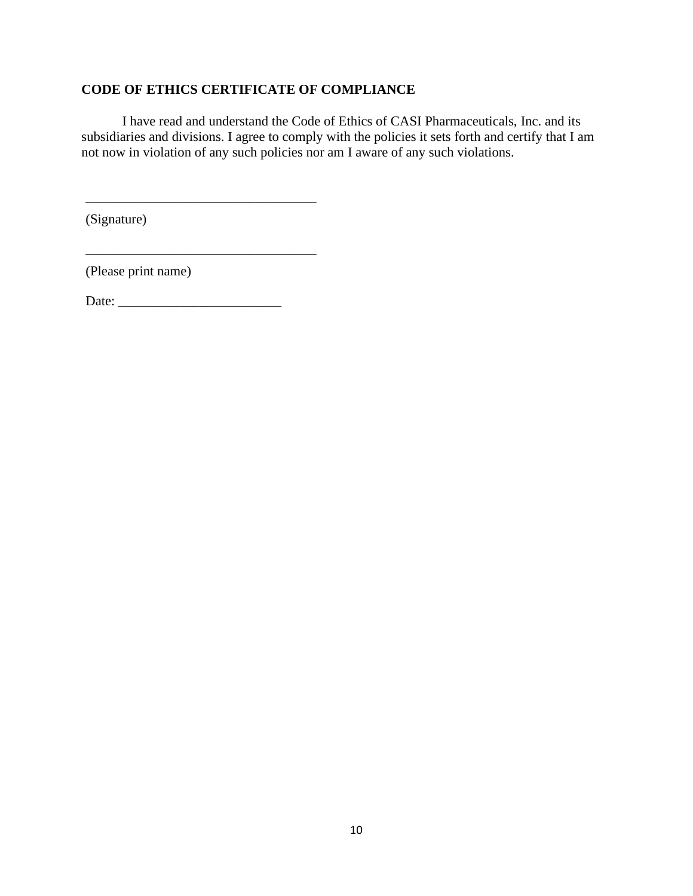**CODE OF ETHICS CERTIFICATE OF COMPLIANCE**

I have read and understand the Code of Ethics of CASI Pharmaceuticals, Inc. and its subsidiaries and divisions. I agree to comply with the policies it sets forth and certify that I am not now in violation of any such policies nor am I aware of any such violations.

__________________________________

(Signature)

__________________________________

(Please print name)

Date: ________________________